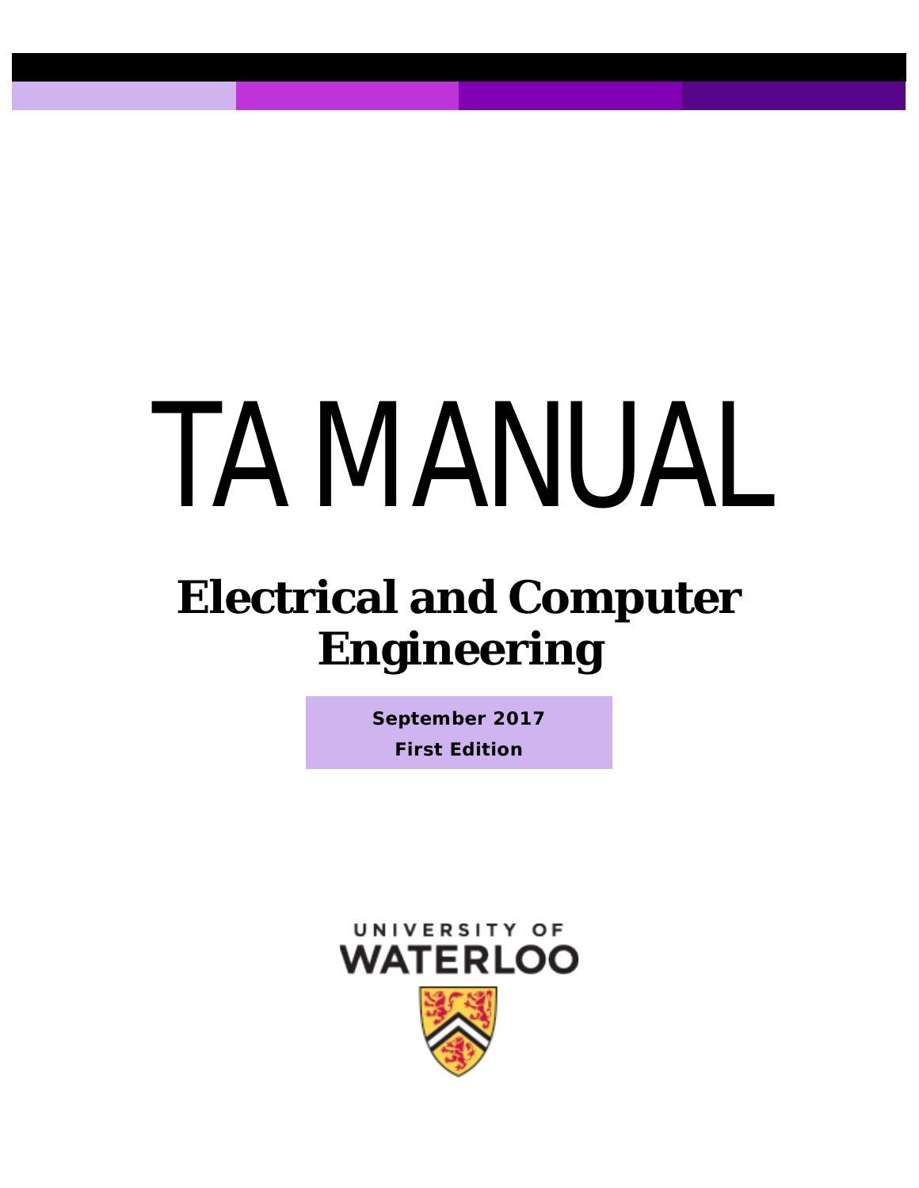# TA MANUAL

## Electrical and Computer Engineering

**September 2017**
**First Edition**

UNIVERSITY OF WATERLOO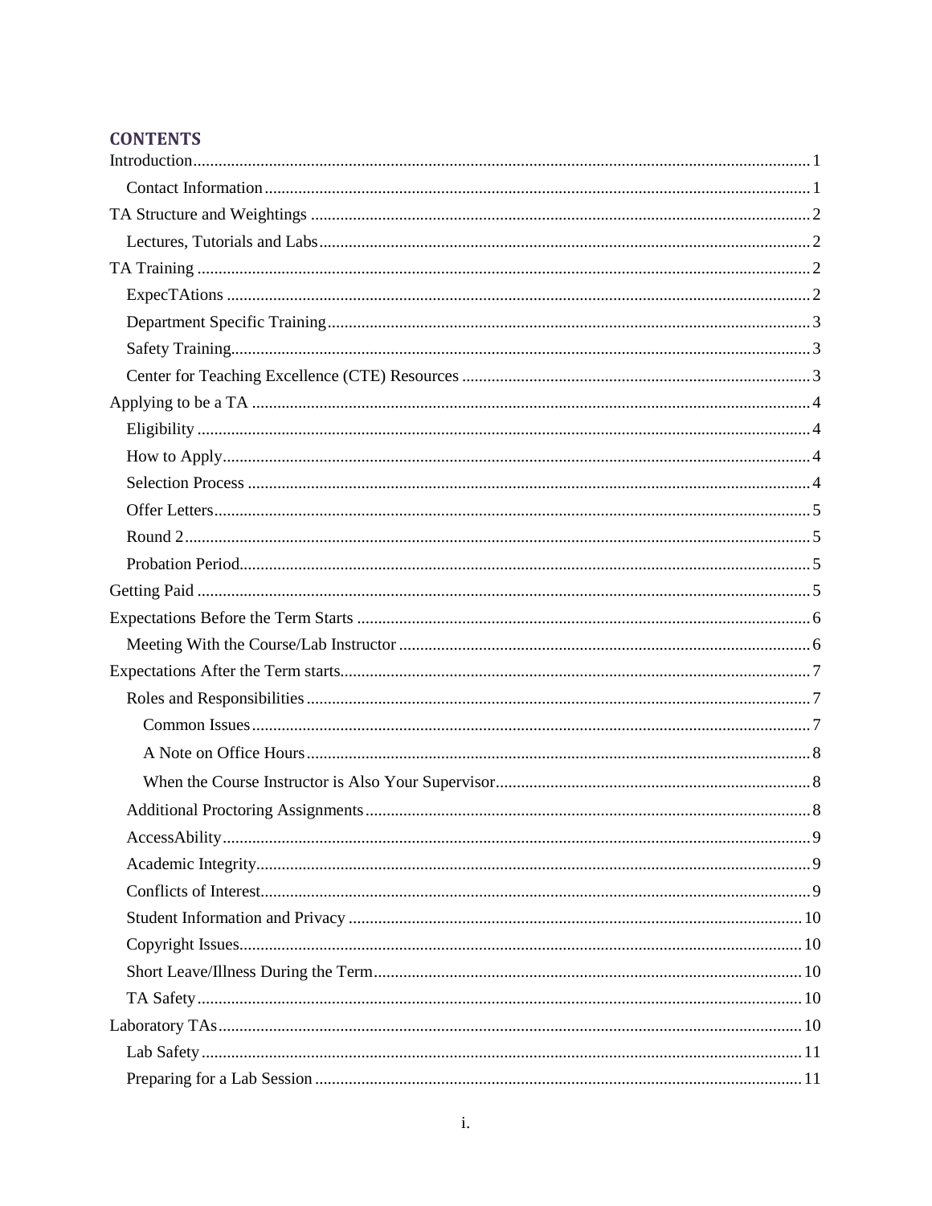## CONTENTS

- Introduction ........ 1
  - Contact Information ........ 1
- TA Structure and Weightings ........ 2
  - Lectures, Tutorials and Labs ........ 2
- TA Training ........ 2
  - ExpecTAtions ........ 2
  - Department Specific Training ........ 3
  - Safety Training ........ 3
  - Center for Teaching Excellence (CTE) Resources ........ 3
- Applying to be a TA ........ 4
  - Eligibility ........ 4
  - How to Apply ........ 4
  - Selection Process ........ 4
  - Offer Letters ........ 5
  - Round 2 ........ 5
  - Probation Period ........ 5
- Getting Paid ........ 5
- Expectations Before the Term Starts ........ 6
  - Meeting With the Course/Lab Instructor ........ 6
- Expectations After the Term starts ........ 7
  - Roles and Responsibilities ........ 7
    - Common Issues ........ 7
    - A Note on Office Hours ........ 8
    - When the Course Instructor is Also Your Supervisor ........ 8
  - Additional Proctoring Assignments ........ 8
  - AccessAbility ........ 9
  - Academic Integrity ........ 9
  - Conflicts of Interest ........ 9
  - Student Information and Privacy ........ 10
  - Copyright Issues ........ 10
  - Short Leave/Illness During the Term ........ 10
  - TA Safety ........ 10
- Laboratory TAs ........ 10
  - Lab Safety ........ 11
  - Preparing for a Lab Session ........ 11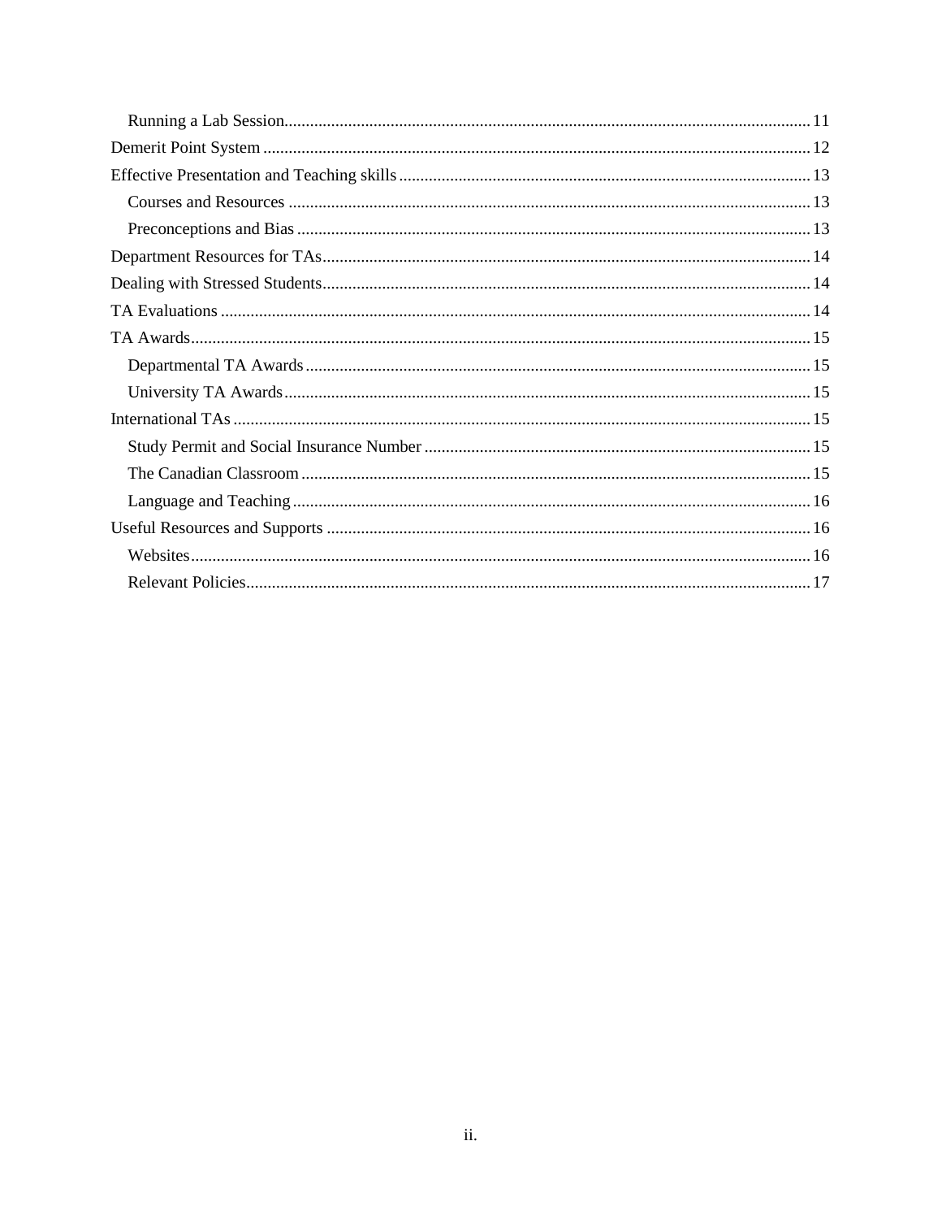- Running a Lab Session ... 11
- Demerit Point System ... 12
- Effective Presentation and Teaching skills ... 13
  - Courses and Resources ... 13
  - Preconceptions and Bias ... 13
- Department Resources for TAs ... 14
- Dealing with Stressed Students ... 14
- TA Evaluations ... 14
- TA Awards ... 15
  - Departmental TA Awards ... 15
  - University TA Awards ... 15
- International TAs ... 15
  - Study Permit and Social Insurance Number ... 15
  - The Canadian Classroom ... 15
  - Language and Teaching ... 16
- Useful Resources and Supports ... 16
  - Websites ... 16
  - Relevant Policies ... 17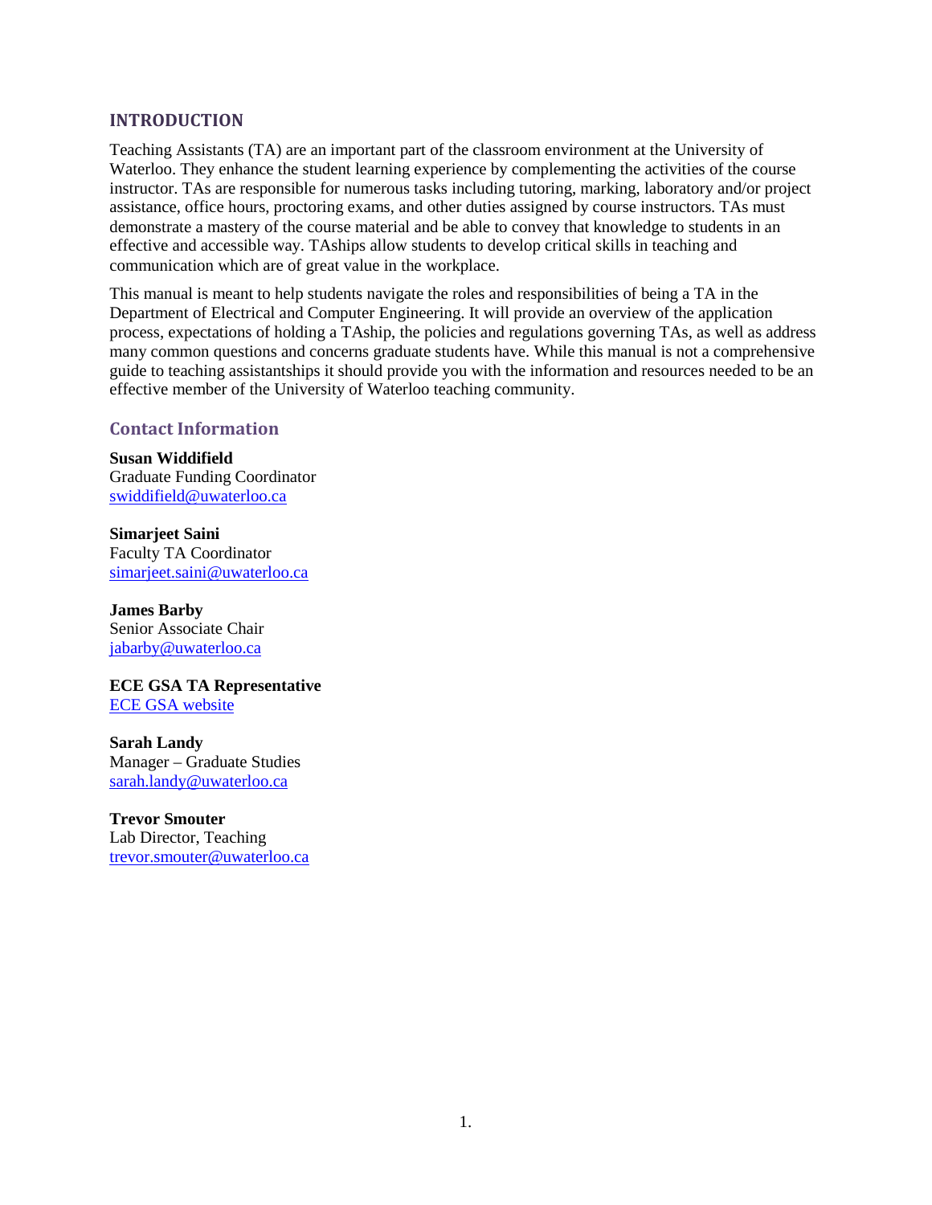## INTRODUCTION

Teaching Assistants (TA) are an important part of the classroom environment at the University of Waterloo. They enhance the student learning experience by complementing the activities of the course instructor. TAs are responsible for numerous tasks including tutoring, marking, laboratory and/or project assistance, office hours, proctoring exams, and other duties assigned by course instructors. TAs must demonstrate a mastery of the course material and be able to convey that knowledge to students in an effective and accessible way. TAships allow students to develop critical skills in teaching and communication which are of great value in the workplace.

This manual is meant to help students navigate the roles and responsibilities of being a TA in the Department of Electrical and Computer Engineering. It will provide an overview of the application process, expectations of holding a TAship, the policies and regulations governing TAs, as well as address many common questions and concerns graduate students have. While this manual is not a comprehensive guide to teaching assistantships it should provide you with the information and resources needed to be an effective member of the University of Waterloo teaching community.

### Contact Information

**Susan Widdifield**
Graduate Funding Coordinator
swiddifield@uwaterloo.ca

**Simarjeet Saini**
Faculty TA Coordinator
simarjeet.saini@uwaterloo.ca

**James Barby**
Senior Associate Chair
jabarby@uwaterloo.ca

**ECE GSA TA Representative**
ECE GSA website

**Sarah Landy**
Manager – Graduate Studies
sarah.landy@uwaterloo.ca

**Trevor Smouter**
Lab Director, Teaching
trevor.smouter@uwaterloo.ca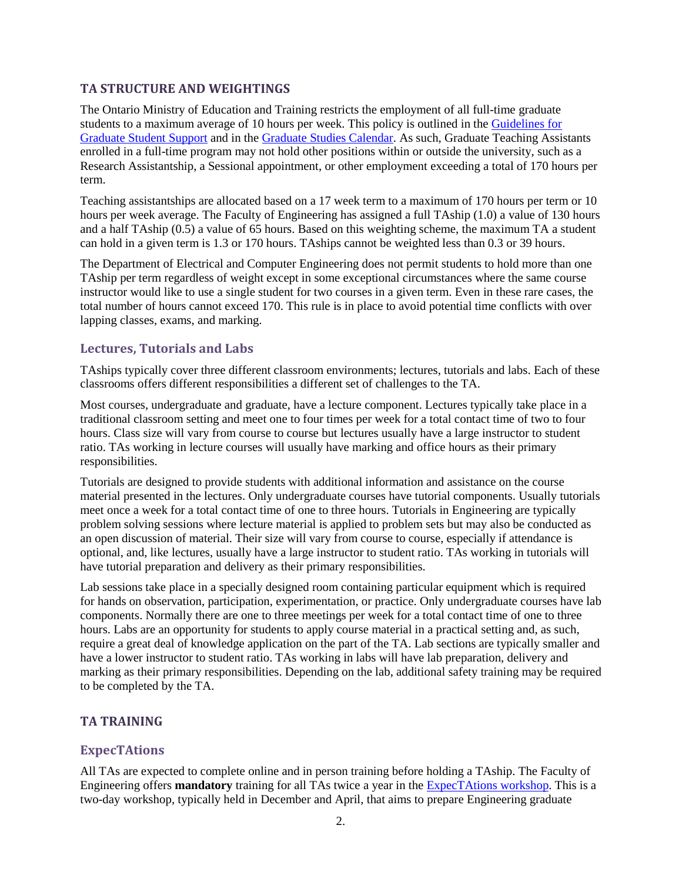## TA STRUCTURE AND WEIGHTINGS

The Ontario Ministry of Education and Training restricts the employment of all full-time graduate students to a maximum average of 10 hours per week. This policy is outlined in the Guidelines for Graduate Student Support and in the Graduate Studies Calendar. As such, Graduate Teaching Assistants enrolled in a full-time program may not hold other positions within or outside the university, such as a Research Assistantship, a Sessional appointment, or other employment exceeding a total of 170 hours per term.

Teaching assistantships are allocated based on a 17 week term to a maximum of 170 hours per term or 10 hours per week average. The Faculty of Engineering has assigned a full TAship (1.0) a value of 130 hours and a half TAship (0.5) a value of 65 hours. Based on this weighting scheme, the maximum TA a student can hold in a given term is 1.3 or 170 hours. TAships cannot be weighted less than 0.3 or 39 hours.

The Department of Electrical and Computer Engineering does not permit students to hold more than one TAship per term regardless of weight except in some exceptional circumstances where the same course instructor would like to use a single student for two courses in a given term. Even in these rare cases, the total number of hours cannot exceed 170. This rule is in place to avoid potential time conflicts with over lapping classes, exams, and marking.

### Lectures, Tutorials and Labs

TAships typically cover three different classroom environments; lectures, tutorials and labs. Each of these classrooms offers different responsibilities a different set of challenges to the TA.

Most courses, undergraduate and graduate, have a lecture component. Lectures typically take place in a traditional classroom setting and meet one to four times per week for a total contact time of two to four hours. Class size will vary from course to course but lectures usually have a large instructor to student ratio. TAs working in lecture courses will usually have marking and office hours as their primary responsibilities.

Tutorials are designed to provide students with additional information and assistance on the course material presented in the lectures. Only undergraduate courses have tutorial components. Usually tutorials meet once a week for a total contact time of one to three hours. Tutorials in Engineering are typically problem solving sessions where lecture material is applied to problem sets but may also be conducted as an open discussion of material. Their size will vary from course to course, especially if attendance is optional, and, like lectures, usually have a large instructor to student ratio. TAs working in tutorials will have tutorial preparation and delivery as their primary responsibilities.

Lab sessions take place in a specially designed room containing particular equipment which is required for hands on observation, participation, experimentation, or practice. Only undergraduate courses have lab components. Normally there are one to three meetings per week for a total contact time of one to three hours. Labs are an opportunity for students to apply course material in a practical setting and, as such, require a great deal of knowledge application on the part of the TA. Lab sections are typically smaller and have a lower instructor to student ratio. TAs working in labs will have lab preparation, delivery and marking as their primary responsibilities. Depending on the lab, additional safety training may be required to be completed by the TA.

## TA TRAINING

### ExpecTAtions

All TAs are expected to complete online and in person training before holding a TAship. The Faculty of Engineering offers **mandatory** training for all TAs twice a year in the ExpecTAtions workshop. This is a two-day workshop, typically held in December and April, that aims to prepare Engineering graduate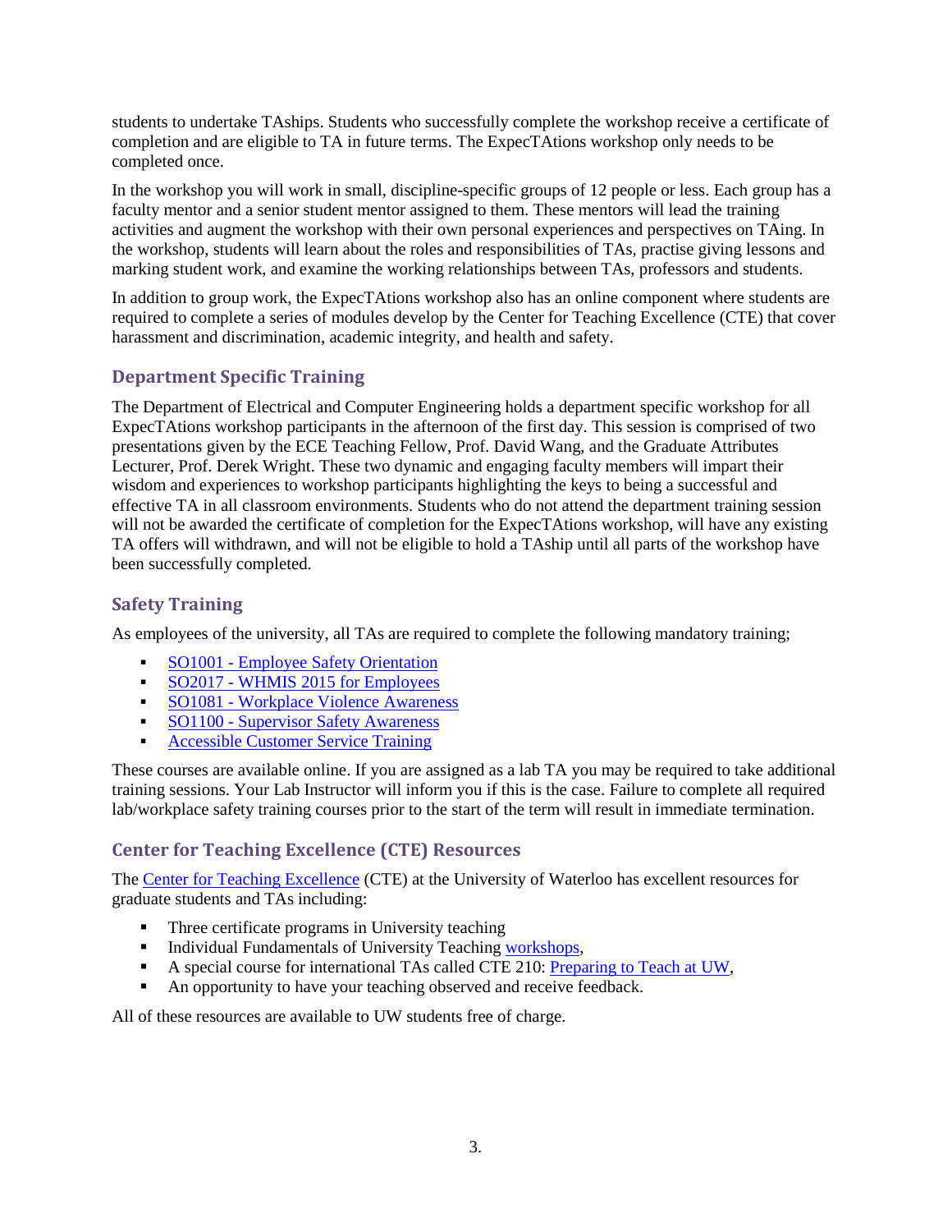students to undertake TAships. Students who successfully complete the workshop receive a certificate of completion and are eligible to TA in future terms. The ExpecTAtions workshop only needs to be completed once.

In the workshop you will work in small, discipline-specific groups of 12 people or less. Each group has a faculty mentor and a senior student mentor assigned to them. These mentors will lead the training activities and augment the workshop with their own personal experiences and perspectives on TAing. In the workshop, students will learn about the roles and responsibilities of TAs, practise giving lessons and marking student work, and examine the working relationships between TAs, professors and students.

In addition to group work, the ExpecTAtions workshop also has an online component where students are required to complete a series of modules develop by the Center for Teaching Excellence (CTE) that cover harassment and discrimination, academic integrity, and health and safety.

## Department Specific Training

The Department of Electrical and Computer Engineering holds a department specific workshop for all ExpecTAtions workshop participants in the afternoon of the first day. This session is comprised of two presentations given by the ECE Teaching Fellow, Prof. David Wang, and the Graduate Attributes Lecturer, Prof. Derek Wright. These two dynamic and engaging faculty members will impart their wisdom and experiences to workshop participants highlighting the keys to being a successful and effective TA in all classroom environments. Students who do not attend the department training session will not be awarded the certificate of completion for the ExpecTAtions workshop, will have any existing TA offers will withdrawn, and will not be eligible to hold a TAship until all parts of the workshop have been successfully completed.

## Safety Training

As employees of the university, all TAs are required to complete the following mandatory training;

- SO1001 - Employee Safety Orientation
- SO2017 - WHMIS 2015 for Employees
- SO1081 - Workplace Violence Awareness
- SO1100 - Supervisor Safety Awareness
- Accessible Customer Service Training

These courses are available online. If you are assigned as a lab TA you may be required to take additional training sessions. Your Lab Instructor will inform you if this is the case. Failure to complete all required lab/workplace safety training courses prior to the start of the term will result in immediate termination.

## Center for Teaching Excellence (CTE) Resources

The Center for Teaching Excellence (CTE) at the University of Waterloo has excellent resources for graduate students and TAs including:

- Three certificate programs in University teaching
- Individual Fundamentals of University Teaching workshops,
- A special course for international TAs called CTE 210: Preparing to Teach at UW,
- An opportunity to have your teaching observed and receive feedback.

All of these resources are available to UW students free of charge.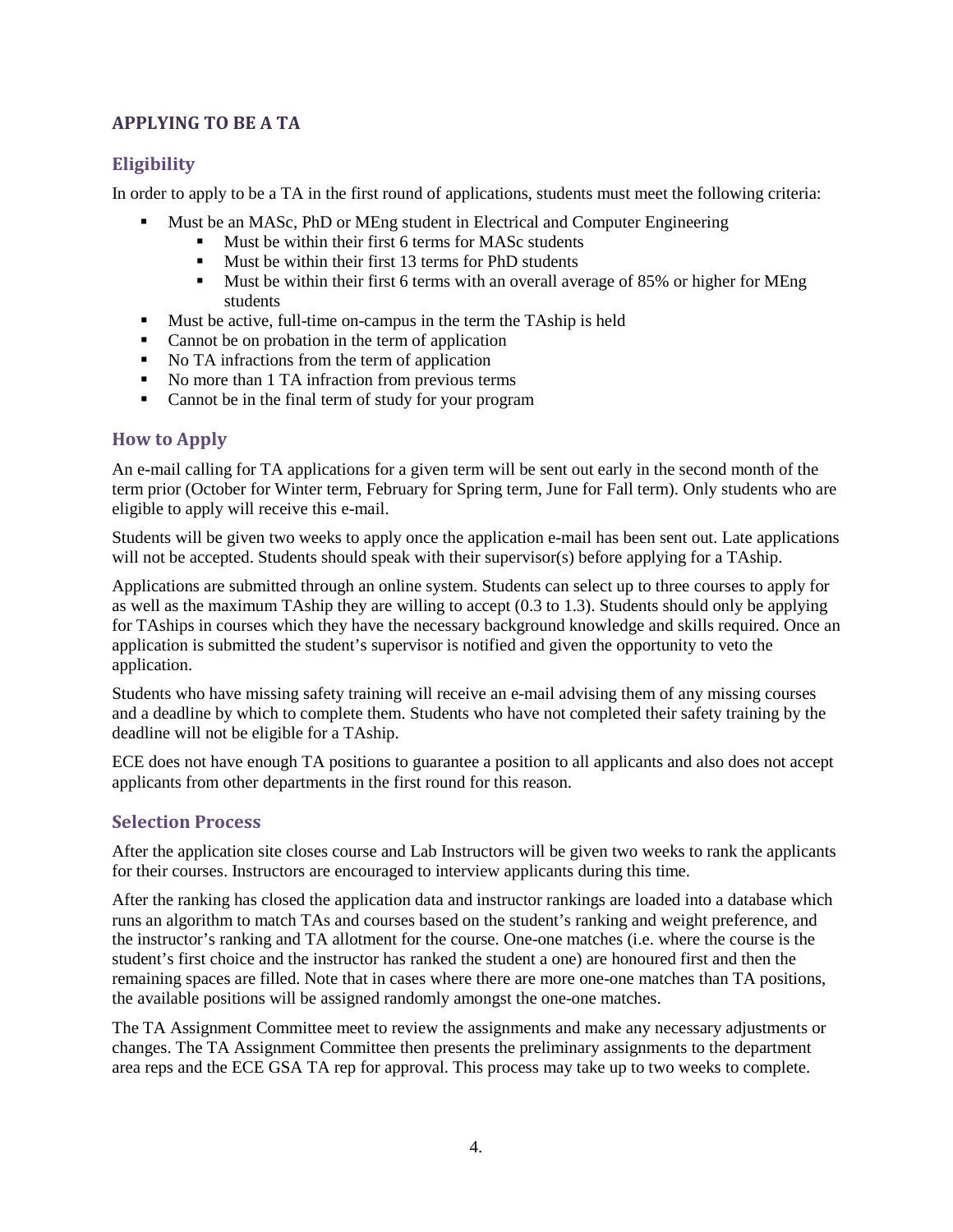## APPLYING TO BE A TA

### Eligibility

In order to apply to be a TA in the first round of applications, students must meet the following criteria:

- Must be an MASc, PhD or MEng student in Electrical and Computer Engineering
  - Must be within their first 6 terms for MASc students
  - Must be within their first 13 terms for PhD students
  - Must be within their first 6 terms with an overall average of 85% or higher for MEng students
- Must be active, full-time on-campus in the term the TAship is held
- Cannot be on probation in the term of application
- No TA infractions from the term of application
- No more than 1 TA infraction from previous terms
- Cannot be in the final term of study for your program

### How to Apply

An e-mail calling for TA applications for a given term will be sent out early in the second month of the term prior (October for Winter term, February for Spring term, June for Fall term). Only students who are eligible to apply will receive this e-mail.

Students will be given two weeks to apply once the application e-mail has been sent out. Late applications will not be accepted. Students should speak with their supervisor(s) before applying for a TAship.

Applications are submitted through an online system. Students can select up to three courses to apply for as well as the maximum TAship they are willing to accept (0.3 to 1.3). Students should only be applying for TAships in courses which they have the necessary background knowledge and skills required. Once an application is submitted the student's supervisor is notified and given the opportunity to veto the application.

Students who have missing safety training will receive an e-mail advising them of any missing courses and a deadline by which to complete them. Students who have not completed their safety training by the deadline will not be eligible for a TAship.

ECE does not have enough TA positions to guarantee a position to all applicants and also does not accept applicants from other departments in the first round for this reason.

### Selection Process

After the application site closes course and Lab Instructors will be given two weeks to rank the applicants for their courses. Instructors are encouraged to interview applicants during this time.

After the ranking has closed the application data and instructor rankings are loaded into a database which runs an algorithm to match TAs and courses based on the student's ranking and weight preference, and the instructor's ranking and TA allotment for the course. One-one matches (i.e. where the course is the student's first choice and the instructor has ranked the student a one) are honoured first and then the remaining spaces are filled. Note that in cases where there are more one-one matches than TA positions, the available positions will be assigned randomly amongst the one-one matches.

The TA Assignment Committee meet to review the assignments and make any necessary adjustments or changes. The TA Assignment Committee then presents the preliminary assignments to the department area reps and the ECE GSA TA rep for approval. This process may take up to two weeks to complete.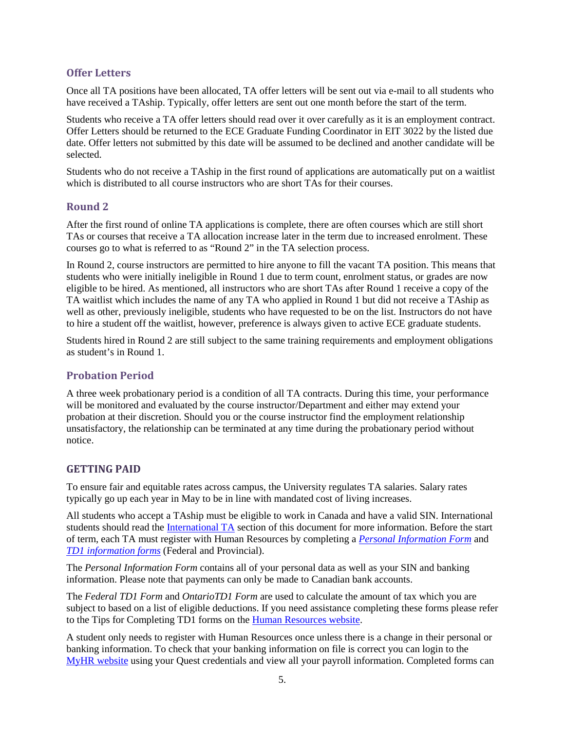## Offer Letters

Once all TA positions have been allocated, TA offer letters will be sent out via e-mail to all students who have received a TAship. Typically, offer letters are sent out one month before the start of the term.

Students who receive a TA offer letters should read over it over carefully as it is an employment contract. Offer Letters should be returned to the ECE Graduate Funding Coordinator in EIT 3022 by the listed due date. Offer letters not submitted by this date will be assumed to be declined and another candidate will be selected.

Students who do not receive a TAship in the first round of applications are automatically put on a waitlist which is distributed to all course instructors who are short TAs for their courses.

## Round 2

After the first round of online TA applications is complete, there are often courses which are still short TAs or courses that receive a TA allocation increase later in the term due to increased enrolment. These courses go to what is referred to as "Round 2" in the TA selection process.

In Round 2, course instructors are permitted to hire anyone to fill the vacant TA position. This means that students who were initially ineligible in Round 1 due to term count, enrolment status, or grades are now eligible to be hired. As mentioned, all instructors who are short TAs after Round 1 receive a copy of the TA waitlist which includes the name of any TA who applied in Round 1 but did not receive a TAship as well as other, previously ineligible, students who have requested to be on the list. Instructors do not have to hire a student off the waitlist, however, preference is always given to active ECE graduate students.

Students hired in Round 2 are still subject to the same training requirements and employment obligations as student's in Round 1.

## Probation Period

A three week probationary period is a condition of all TA contracts. During this time, your performance will be monitored and evaluated by the course instructor/Department and either may extend your probation at their discretion. Should you or the course instructor find the employment relationship unsatisfactory, the relationship can be terminated at any time during the probationary period without notice.

## GETTING PAID

To ensure fair and equitable rates across campus, the University regulates TA salaries. Salary rates typically go up each year in May to be in line with mandated cost of living increases.

All students who accept a TAship must be eligible to work in Canada and have a valid SIN. International students should read the International TA section of this document for more information. Before the start of term, each TA must register with Human Resources by completing a *Personal Information Form* and *TD1 information forms* (Federal and Provincial).

The *Personal Information Form* contains all of your personal data as well as your SIN and banking information. Please note that payments can only be made to Canadian bank accounts.

The *Federal TD1 Form* and *OntarioTD1 Form* are used to calculate the amount of tax which you are subject to based on a list of eligible deductions. If you need assistance completing these forms please refer to the Tips for Completing TD1 forms on the Human Resources website.

A student only needs to register with Human Resources once unless there is a change in their personal or banking information. To check that your banking information on file is correct you can login to the MyHR website using your Quest credentials and view all your payroll information. Completed forms can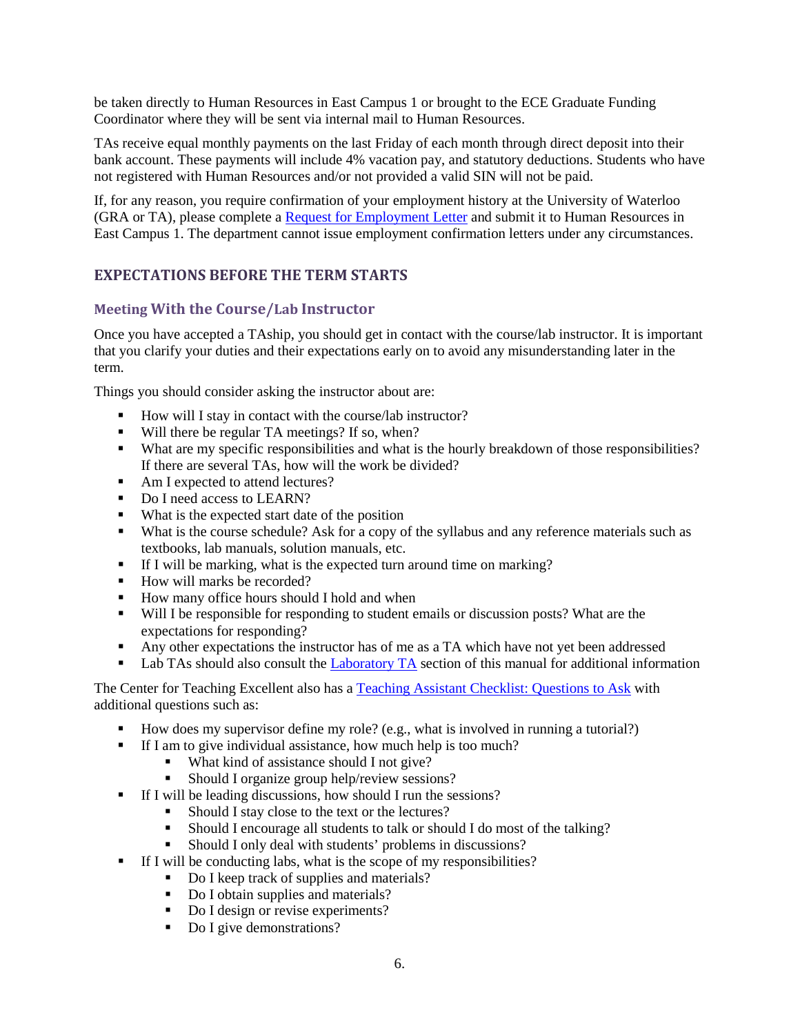be taken directly to Human Resources in East Campus 1 or brought to the ECE Graduate Funding Coordinator where they will be sent via internal mail to Human Resources.

TAs receive equal monthly payments on the last Friday of each month through direct deposit into their bank account. These payments will include 4% vacation pay, and statutory deductions. Students who have not registered with Human Resources and/or not provided a valid SIN will not be paid.

If, for any reason, you require confirmation of your employment history at the University of Waterloo (GRA or TA), please complete a Request for Employment Letter and submit it to Human Resources in East Campus 1. The department cannot issue employment confirmation letters under any circumstances.

## EXPECTATIONS BEFORE THE TERM STARTS

### Meeting With the Course/Lab Instructor

Once you have accepted a TAship, you should get in contact with the course/lab instructor. It is important that you clarify your duties and their expectations early on to avoid any misunderstanding later in the term.

Things you should consider asking the instructor about are:

- How will I stay in contact with the course/lab instructor?
- Will there be regular TA meetings? If so, when?
- What are my specific responsibilities and what is the hourly breakdown of those responsibilities? If there are several TAs, how will the work be divided?
- Am I expected to attend lectures?
- Do I need access to LEARN?
- What is the expected start date of the position
- What is the course schedule? Ask for a copy of the syllabus and any reference materials such as textbooks, lab manuals, solution manuals, etc.
- If I will be marking, what is the expected turn around time on marking?
- How will marks be recorded?
- How many office hours should I hold and when
- Will I be responsible for responding to student emails or discussion posts? What are the expectations for responding?
- Any other expectations the instructor has of me as a TA which have not yet been addressed
- Lab TAs should also consult the Laboratory TA section of this manual for additional information

The Center for Teaching Excellent also has a Teaching Assistant Checklist: Questions to Ask with additional questions such as:

- How does my supervisor define my role? (e.g., what is involved in running a tutorial?)
- If I am to give individual assistance, how much help is too much?
  - What kind of assistance should I not give?
  - Should I organize group help/review sessions?
- If I will be leading discussions, how should I run the sessions?
  - Should I stay close to the text or the lectures?
  - Should I encourage all students to talk or should I do most of the talking?
  - Should I only deal with students' problems in discussions?
- If I will be conducting labs, what is the scope of my responsibilities?
  - Do I keep track of supplies and materials?
  - Do I obtain supplies and materials?
  - Do I design or revise experiments?
  - Do I give demonstrations?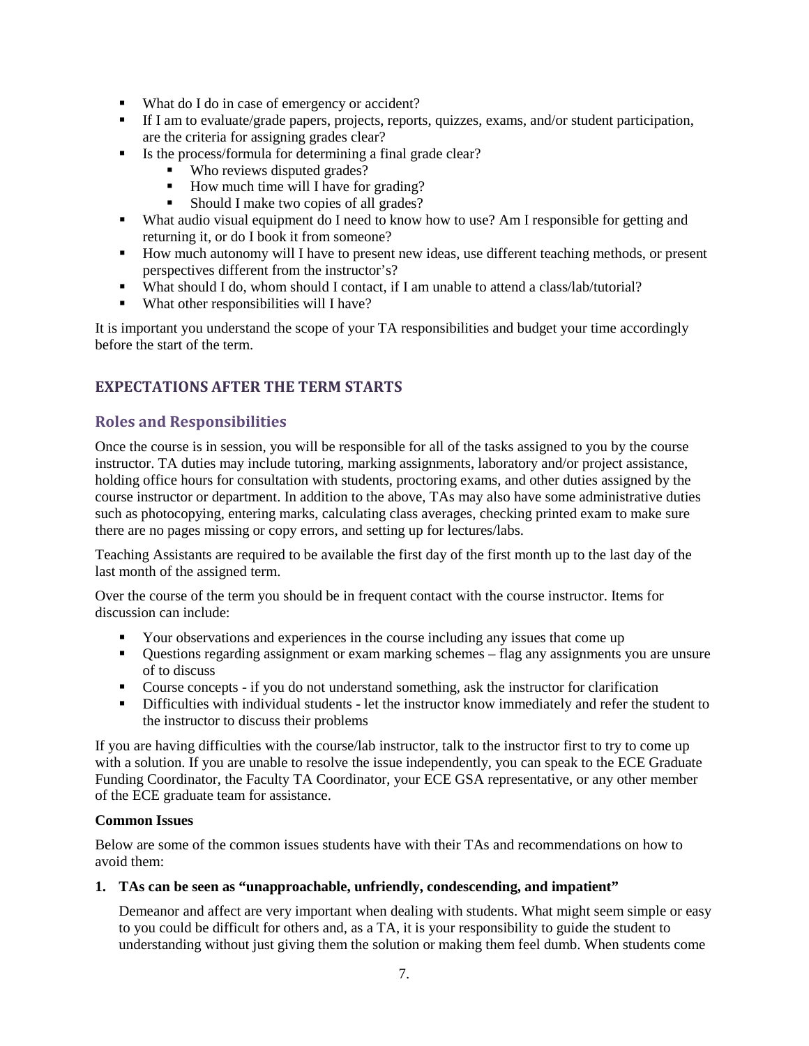- What do I do in case of emergency or accident?
- If I am to evaluate/grade papers, projects, reports, quizzes, exams, and/or student participation, are the criteria for assigning grades clear?
- Is the process/formula for determining a final grade clear?
    - Who reviews disputed grades?
    - How much time will I have for grading?
    - Should I make two copies of all grades?
- What audio visual equipment do I need to know how to use? Am I responsible for getting and returning it, or do I book it from someone?
- How much autonomy will I have to present new ideas, use different teaching methods, or present perspectives different from the instructor's?
- What should I do, whom should I contact, if I am unable to attend a class/lab/tutorial?
- What other responsibilities will I have?

It is important you understand the scope of your TA responsibilities and budget your time accordingly before the start of the term.

## EXPECTATIONS AFTER THE TERM STARTS

### Roles and Responsibilities

Once the course is in session, you will be responsible for all of the tasks assigned to you by the course instructor. TA duties may include tutoring, marking assignments, laboratory and/or project assistance, holding office hours for consultation with students, proctoring exams, and other duties assigned by the course instructor or department. In addition to the above, TAs may also have some administrative duties such as photocopying, entering marks, calculating class averages, checking printed exam to make sure there are no pages missing or copy errors, and setting up for lectures/labs.

Teaching Assistants are required to be available the first day of the first month up to the last day of the last month of the assigned term.

Over the course of the term you should be in frequent contact with the course instructor. Items for discussion can include:

- Your observations and experiences in the course including any issues that come up
- Questions regarding assignment or exam marking schemes – flag any assignments you are unsure of to discuss
- Course concepts - if you do not understand something, ask the instructor for clarification
- Difficulties with individual students - let the instructor know immediately and refer the student to the instructor to discuss their problems

If you are having difficulties with the course/lab instructor, talk to the instructor first to try to come up with a solution. If you are unable to resolve the issue independently, you can speak to the ECE Graduate Funding Coordinator, the Faculty TA Coordinator, your ECE GSA representative, or any other member of the ECE graduate team for assistance.

**Common Issues**

Below are some of the common issues students have with their TAs and recommendations on how to avoid them:

1. **TAs can be seen as "unapproachable, unfriendly, condescending, and impatient"**

   Demeanor and affect are very important when dealing with students. What might seem simple or easy to you could be difficult for others and, as a TA, it is your responsibility to guide the student to understanding without just giving them the solution or making them feel dumb. When students come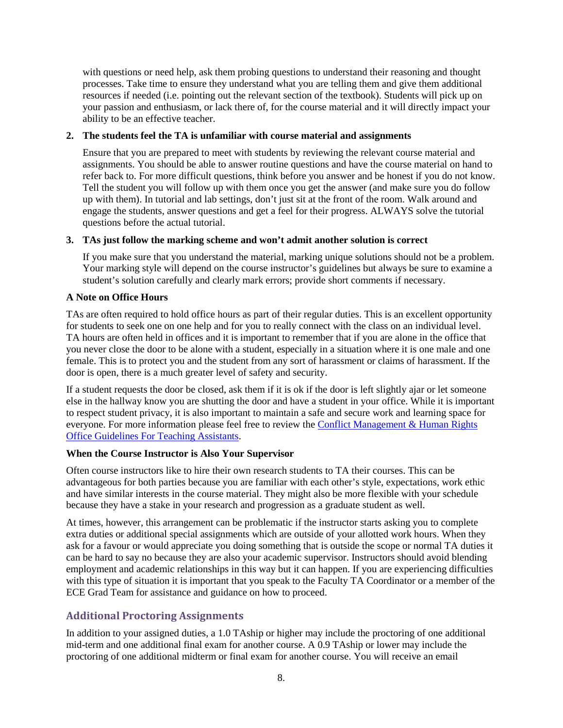with questions or need help, ask them probing questions to understand their reasoning and thought processes. Take time to ensure they understand what you are telling them and give them additional resources if needed (i.e. pointing out the relevant section of the textbook). Students will pick up on your passion and enthusiasm, or lack there of, for the course material and it will directly impact your ability to be an effective teacher.

2. **The students feel the TA is unfamiliar with course material and assignments**

   Ensure that you are prepared to meet with students by reviewing the relevant course material and assignments. You should be able to answer routine questions and have the course material on hand to refer back to. For more difficult questions, think before you answer and be honest if you do not know. Tell the student you will follow up with them once you get the answer (and make sure you do follow up with them). In tutorial and lab settings, don't just sit at the front of the room. Walk around and engage the students, answer questions and get a feel for their progress. ALWAYS solve the tutorial questions before the actual tutorial.

3. **TAs just follow the marking scheme and won't admit another solution is correct**

   If you make sure that you understand the material, marking unique solutions should not be a problem. Your marking style will depend on the course instructor's guidelines but always be sure to examine a student's solution carefully and clearly mark errors; provide short comments if necessary.

**A Note on Office Hours**

TAs are often required to hold office hours as part of their regular duties. This is an excellent opportunity for students to seek one on one help and for you to really connect with the class on an individual level. TA hours are often held in offices and it is important to remember that if you are alone in the office that you never close the door to be alone with a student, especially in a situation where it is one male and one female. This is to protect you and the student from any sort of harassment or claims of harassment. If the door is open, there is a much greater level of safety and security.

If a student requests the door be closed, ask them if it is ok if the door is left slightly ajar or let someone else in the hallway know you are shutting the door and have a student in your office. While it is important to respect student privacy, it is also important to maintain a safe and secure work and learning space for everyone. For more information please feel free to review the Conflict Management & Human Rights Office Guidelines For Teaching Assistants.

**When the Course Instructor is Also Your Supervisor**

Often course instructors like to hire their own research students to TA their courses. This can be advantageous for both parties because you are familiar with each other's style, expectations, work ethic and have similar interests in the course material. They might also be more flexible with your schedule because they have a stake in your research and progression as a graduate student as well.

At times, however, this arrangement can be problematic if the instructor starts asking you to complete extra duties or additional special assignments which are outside of your allotted work hours. When they ask for a favour or would appreciate you doing something that is outside the scope or normal TA duties it can be hard to say no because they are also your academic supervisor. Instructors should avoid blending employment and academic relationships in this way but it can happen. If you are experiencing difficulties with this type of situation it is important that you speak to the Faculty TA Coordinator or a member of the ECE Grad Team for assistance and guidance on how to proceed.

## Additional Proctoring Assignments

In addition to your assigned duties, a 1.0 TAship or higher may include the proctoring of one additional mid-term and one additional final exam for another course. A 0.9 TAship or lower may include the proctoring of one additional midterm or final exam for another course. You will receive an email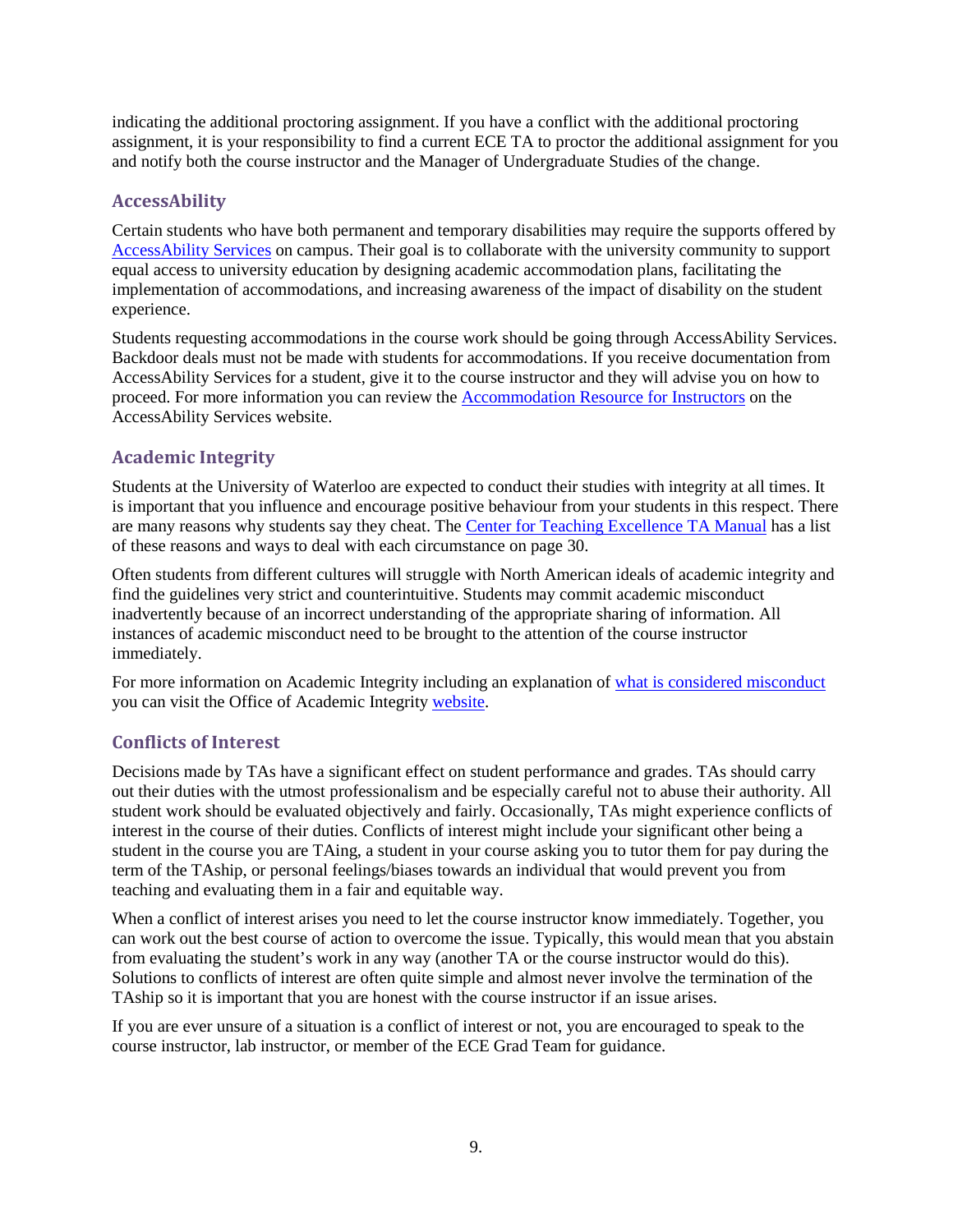indicating the additional proctoring assignment. If you have a conflict with the additional proctoring assignment, it is your responsibility to find a current ECE TA to proctor the additional assignment for you and notify both the course instructor and the Manager of Undergraduate Studies of the change.

### AccessAbility

Certain students who have both permanent and temporary disabilities may require the supports offered by AccessAbility Services on campus. Their goal is to collaborate with the university community to support equal access to university education by designing academic accommodation plans, facilitating the implementation of accommodations, and increasing awareness of the impact of disability on the student experience.

Students requesting accommodations in the course work should be going through AccessAbility Services. Backdoor deals must not be made with students for accommodations. If you receive documentation from AccessAbility Services for a student, give it to the course instructor and they will advise you on how to proceed. For more information you can review the Accommodation Resource for Instructors on the AccessAbility Services website.

### Academic Integrity

Students at the University of Waterloo are expected to conduct their studies with integrity at all times. It is important that you influence and encourage positive behaviour from your students in this respect. There are many reasons why students say they cheat. The Center for Teaching Excellence TA Manual has a list of these reasons and ways to deal with each circumstance on page 30.

Often students from different cultures will struggle with North American ideals of academic integrity and find the guidelines very strict and counterintuitive. Students may commit academic misconduct inadvertently because of an incorrect understanding of the appropriate sharing of information. All instances of academic misconduct need to be brought to the attention of the course instructor immediately.

For more information on Academic Integrity including an explanation of what is considered misconduct you can visit the Office of Academic Integrity website.

### Conflicts of Interest

Decisions made by TAs have a significant effect on student performance and grades. TAs should carry out their duties with the utmost professionalism and be especially careful not to abuse their authority. All student work should be evaluated objectively and fairly. Occasionally, TAs might experience conflicts of interest in the course of their duties. Conflicts of interest might include your significant other being a student in the course you are TAing, a student in your course asking you to tutor them for pay during the term of the TAship, or personal feelings/biases towards an individual that would prevent you from teaching and evaluating them in a fair and equitable way.

When a conflict of interest arises you need to let the course instructor know immediately. Together, you can work out the best course of action to overcome the issue. Typically, this would mean that you abstain from evaluating the student's work in any way (another TA or the course instructor would do this). Solutions to conflicts of interest are often quite simple and almost never involve the termination of the TAship so it is important that you are honest with the course instructor if an issue arises.

If you are ever unsure of a situation is a conflict of interest or not, you are encouraged to speak to the course instructor, lab instructor, or member of the ECE Grad Team for guidance.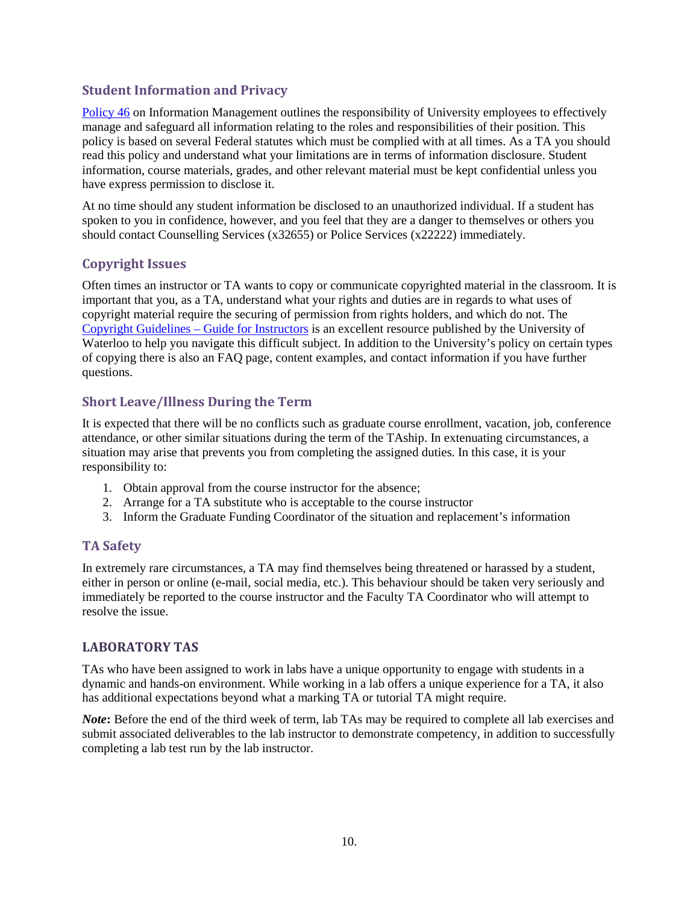## Student Information and Privacy

Policy 46 on Information Management outlines the responsibility of University employees to effectively manage and safeguard all information relating to the roles and responsibilities of their position. This policy is based on several Federal statutes which must be complied with at all times. As a TA you should read this policy and understand what your limitations are in terms of information disclosure. Student information, course materials, grades, and other relevant material must be kept confidential unless you have express permission to disclose it.

At no time should any student information be disclosed to an unauthorized individual. If a student has spoken to you in confidence, however, and you feel that they are a danger to themselves or others you should contact Counselling Services (x32655) or Police Services (x22222) immediately.

## Copyright Issues

Often times an instructor or TA wants to copy or communicate copyrighted material in the classroom. It is important that you, as a TA, understand what your rights and duties are in regards to what uses of copyright material require the securing of permission from rights holders, and which do not. The Copyright Guidelines – Guide for Instructors is an excellent resource published by the University of Waterloo to help you navigate this difficult subject. In addition to the University's policy on certain types of copying there is also an FAQ page, content examples, and contact information if you have further questions.

## Short Leave/Illness During the Term

It is expected that there will be no conflicts such as graduate course enrollment, vacation, job, conference attendance, or other similar situations during the term of the TAship. In extenuating circumstances, a situation may arise that prevents you from completing the assigned duties. In this case, it is your responsibility to:

1. Obtain approval from the course instructor for the absence;
2. Arrange for a TA substitute who is acceptable to the course instructor
3. Inform the Graduate Funding Coordinator of the situation and replacement's information

## TA Safety

In extremely rare circumstances, a TA may find themselves being threatened or harassed by a student, either in person or online (e-mail, social media, etc.). This behaviour should be taken very seriously and immediately be reported to the course instructor and the Faculty TA Coordinator who will attempt to resolve the issue.

# LABORATORY TAS

TAs who have been assigned to work in labs have a unique opportunity to engage with students in a dynamic and hands-on environment. While working in a lab offers a unique experience for a TA, it also has additional expectations beyond what a marking TA or tutorial TA might require.

***Note*:** Before the end of the third week of term, lab TAs may be required to complete all lab exercises and submit associated deliverables to the lab instructor to demonstrate competency, in addition to successfully completing a lab test run by the lab instructor.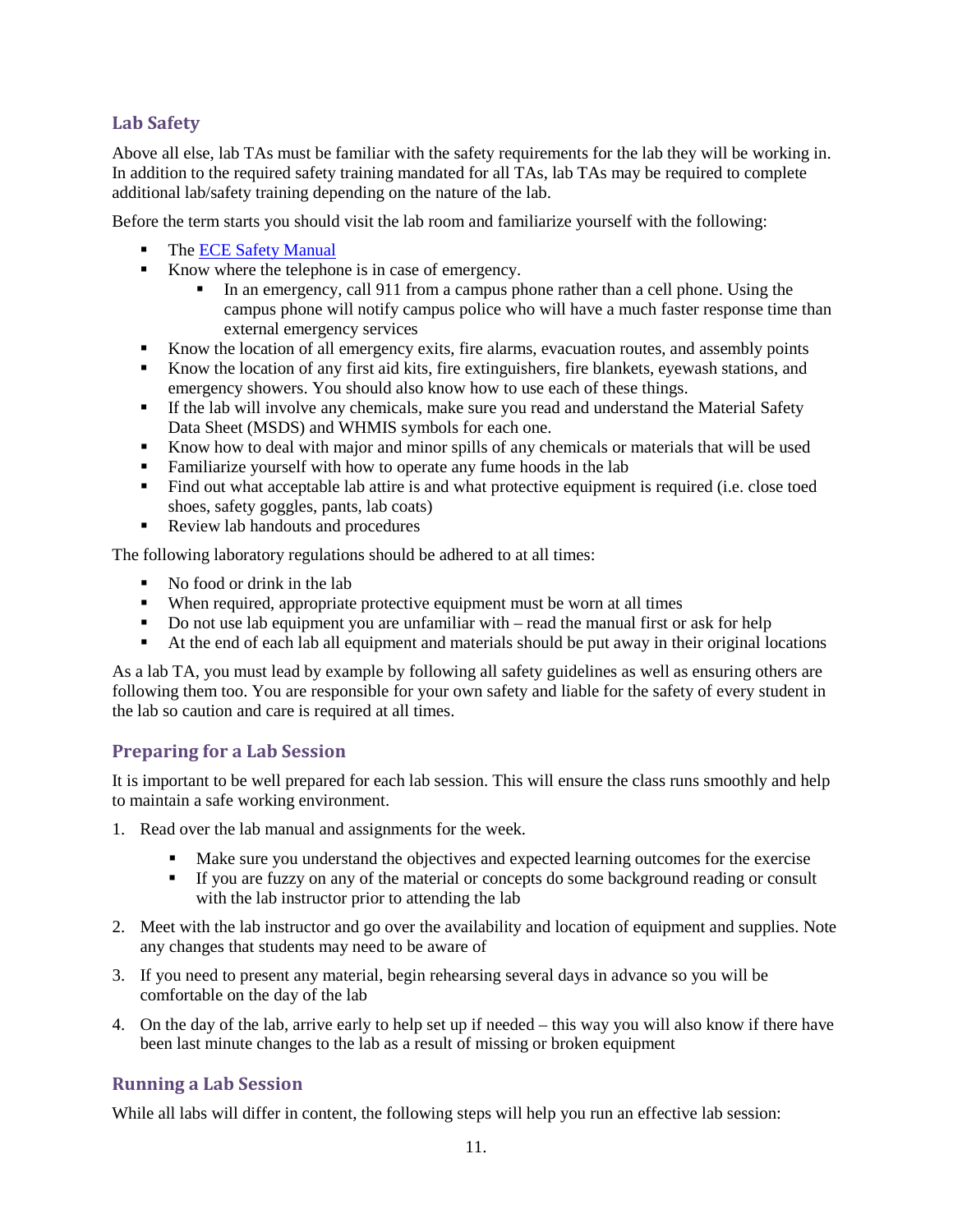## Lab Safety

Above all else, lab TAs must be familiar with the safety requirements for the lab they will be working in. In addition to the required safety training mandated for all TAs, lab TAs may be required to complete additional lab/safety training depending on the nature of the lab.

Before the term starts you should visit the lab room and familiarize yourself with the following:

- The [ECE Safety Manual]()
- Know where the telephone is in case of emergency.
  - In an emergency, call 911 from a campus phone rather than a cell phone. Using the campus phone will notify campus police who will have a much faster response time than external emergency services
- Know the location of all emergency exits, fire alarms, evacuation routes, and assembly points
- Know the location of any first aid kits, fire extinguishers, fire blankets, eyewash stations, and emergency showers. You should also know how to use each of these things.
- If the lab will involve any chemicals, make sure you read and understand the Material Safety Data Sheet (MSDS) and WHMIS symbols for each one.
- Know how to deal with major and minor spills of any chemicals or materials that will be used
- Familiarize yourself with how to operate any fume hoods in the lab
- Find out what acceptable lab attire is and what protective equipment is required (i.e. close toed shoes, safety goggles, pants, lab coats)
- Review lab handouts and procedures

The following laboratory regulations should be adhered to at all times:

- No food or drink in the lab
- When required, appropriate protective equipment must be worn at all times
- Do not use lab equipment you are unfamiliar with – read the manual first or ask for help
- At the end of each lab all equipment and materials should be put away in their original locations

As a lab TA, you must lead by example by following all safety guidelines as well as ensuring others are following them too. You are responsible for your own safety and liable for the safety of every student in the lab so caution and care is required at all times.

## Preparing for a Lab Session

It is important to be well prepared for each lab session. This will ensure the class runs smoothly and help to maintain a safe working environment.

1. Read over the lab manual and assignments for the week.
   - Make sure you understand the objectives and expected learning outcomes for the exercise
   - If you are fuzzy on any of the material or concepts do some background reading or consult with the lab instructor prior to attending the lab
2. Meet with the lab instructor and go over the availability and location of equipment and supplies. Note any changes that students may need to be aware of
3. If you need to present any material, begin rehearsing several days in advance so you will be comfortable on the day of the lab
4. On the day of the lab, arrive early to help set up if needed – this way you will also know if there have been last minute changes to the lab as a result of missing or broken equipment

## Running a Lab Session

While all labs will differ in content, the following steps will help you run an effective lab session: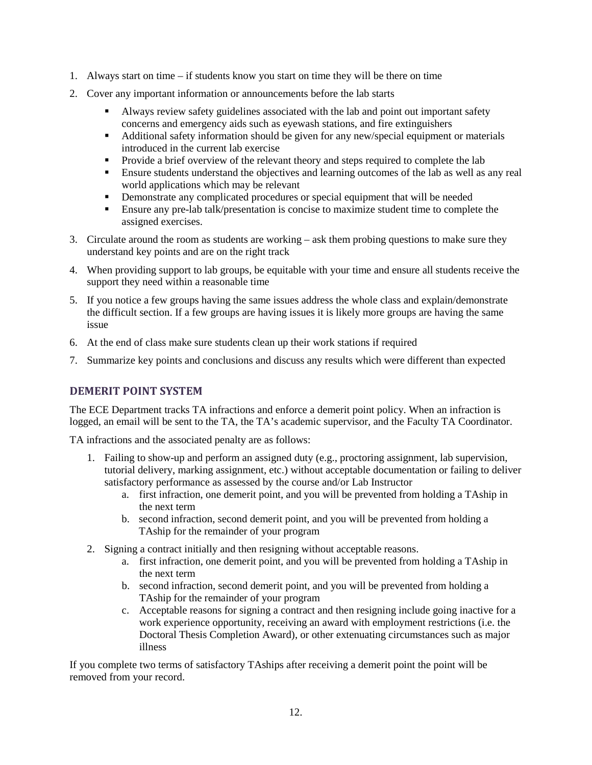1. Always start on time – if students know you start on time they will be there on time
2. Cover any important information or announcements before the lab starts
   - Always review safety guidelines associated with the lab and point out important safety concerns and emergency aids such as eyewash stations, and fire extinguishers
   - Additional safety information should be given for any new/special equipment or materials introduced in the current lab exercise
   - Provide a brief overview of the relevant theory and steps required to complete the lab
   - Ensure students understand the objectives and learning outcomes of the lab as well as any real world applications which may be relevant
   - Demonstrate any complicated procedures or special equipment that will be needed
   - Ensure any pre-lab talk/presentation is concise to maximize student time to complete the assigned exercises.
3. Circulate around the room as students are working – ask them probing questions to make sure they understand key points and are on the right track
4. When providing support to lab groups, be equitable with your time and ensure all students receive the support they need within a reasonable time
5. If you notice a few groups having the same issues address the whole class and explain/demonstrate the difficult section. If a few groups are having issues it is likely more groups are having the same issue
6. At the end of class make sure students clean up their work stations if required
7. Summarize key points and conclusions and discuss any results which were different than expected

### DEMERIT POINT SYSTEM

The ECE Department tracks TA infractions and enforce a demerit point policy. When an infraction is logged, an email will be sent to the TA, the TA's academic supervisor, and the Faculty TA Coordinator.

TA infractions and the associated penalty are as follows:

1. Failing to show-up and perform an assigned duty (e.g., proctoring assignment, lab supervision, tutorial delivery, marking assignment, etc.) without acceptable documentation or failing to deliver satisfactory performance as assessed by the course and/or Lab Instructor
   a. first infraction, one demerit point, and you will be prevented from holding a TAship in the next term
   b. second infraction, second demerit point, and you will be prevented from holding a TAship for the remainder of your program
2. Signing a contract initially and then resigning without acceptable reasons.
   a. first infraction, one demerit point, and you will be prevented from holding a TAship in the next term
   b. second infraction, second demerit point, and you will be prevented from holding a TAship for the remainder of your program
   c. Acceptable reasons for signing a contract and then resigning include going inactive for a work experience opportunity, receiving an award with employment restrictions (i.e. the Doctoral Thesis Completion Award), or other extenuating circumstances such as major illness

If you complete two terms of satisfactory TAships after receiving a demerit point the point will be removed from your record.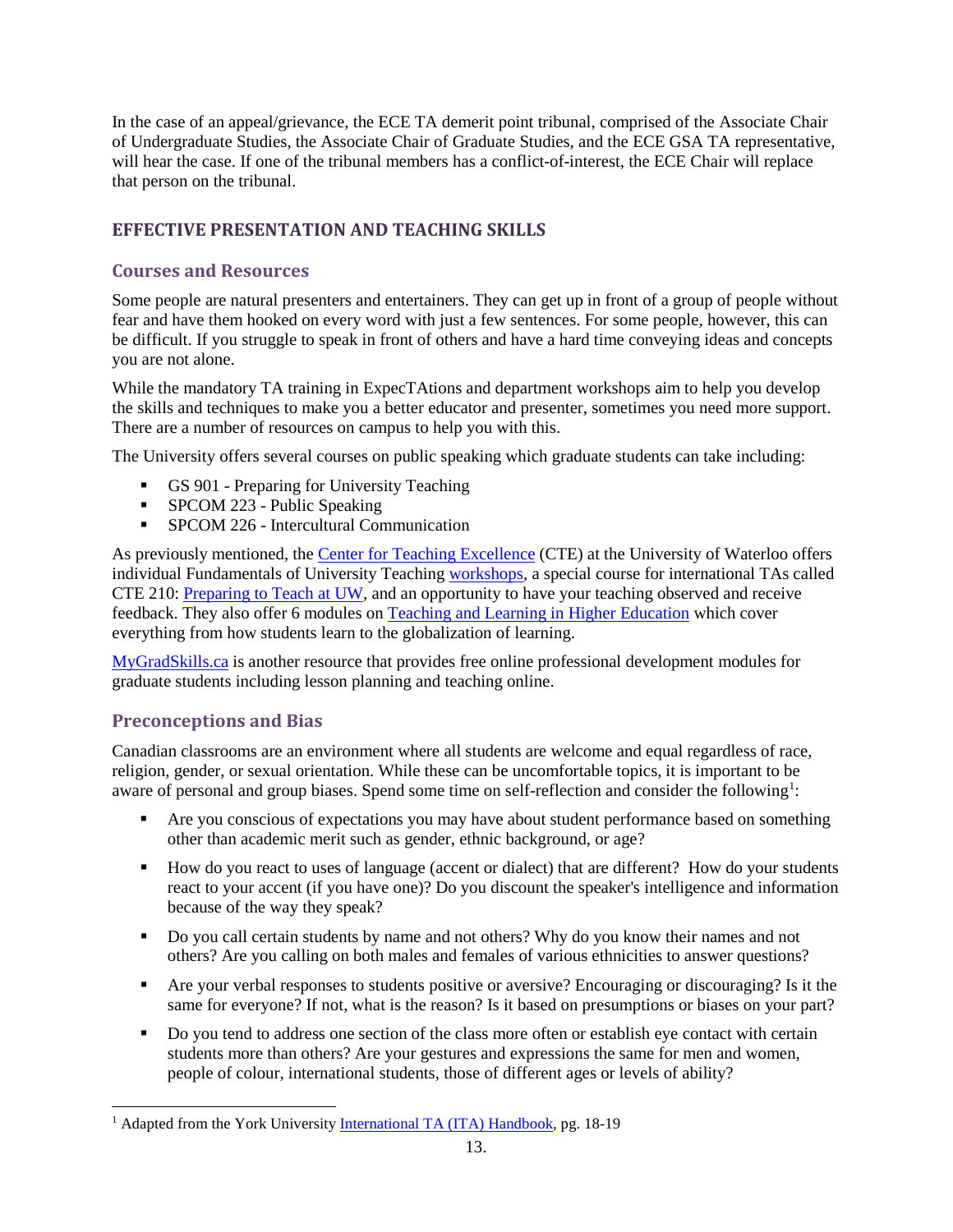In the case of an appeal/grievance, the ECE TA demerit point tribunal, comprised of the Associate Chair of Undergraduate Studies, the Associate Chair of Graduate Studies, and the ECE GSA TA representative, will hear the case. If one of the tribunal members has a conflict-of-interest, the ECE Chair will replace that person on the tribunal.

## EFFECTIVE PRESENTATION AND TEACHING SKILLS

### Courses and Resources

Some people are natural presenters and entertainers. They can get up in front of a group of people without fear and have them hooked on every word with just a few sentences. For some people, however, this can be difficult. If you struggle to speak in front of others and have a hard time conveying ideas and concepts you are not alone.

While the mandatory TA training in ExpecTAtions and department workshops aim to help you develop the skills and techniques to make you a better educator and presenter, sometimes you need more support. There are a number of resources on campus to help you with this.

The University offers several courses on public speaking which graduate students can take including:

- GS 901 - Preparing for University Teaching
- SPCOM 223 - Public Speaking
- SPCOM 226 - Intercultural Communication

As previously mentioned, the Center for Teaching Excellence (CTE) at the University of Waterloo offers individual Fundamentals of University Teaching workshops, a special course for international TAs called CTE 210: Preparing to Teach at UW, and an opportunity to have your teaching observed and receive feedback. They also offer 6 modules on Teaching and Learning in Higher Education which cover everything from how students learn to the globalization of learning.

MyGradSkills.ca is another resource that provides free online professional development modules for graduate students including lesson planning and teaching online.

### Preconceptions and Bias

Canadian classrooms are an environment where all students are welcome and equal regardless of race, religion, gender, or sexual orientation. While these can be uncomfortable topics, it is important to be aware of personal and group biases. Spend some time on self-reflection and consider the following[1]:

- Are you conscious of expectations you may have about student performance based on something other than academic merit such as gender, ethnic background, or age?
- How do you react to uses of language (accent or dialect) that are different? How do your students react to your accent (if you have one)? Do you discount the speaker's intelligence and information because of the way they speak?
- Do you call certain students by name and not others? Why do you know their names and not others? Are you calling on both males and females of various ethnicities to answer questions?
- Are your verbal responses to students positive or aversive? Encouraging or discouraging? Is it the same for everyone? If not, what is the reason? Is it based on presumptions or biases on your part?
- Do you tend to address one section of the class more often or establish eye contact with certain students more than others? Are your gestures and expressions the same for men and women, people of colour, international students, those of different ages or levels of ability?

[1] Adapted from the York University International TA (ITA) Handbook, pg. 18-19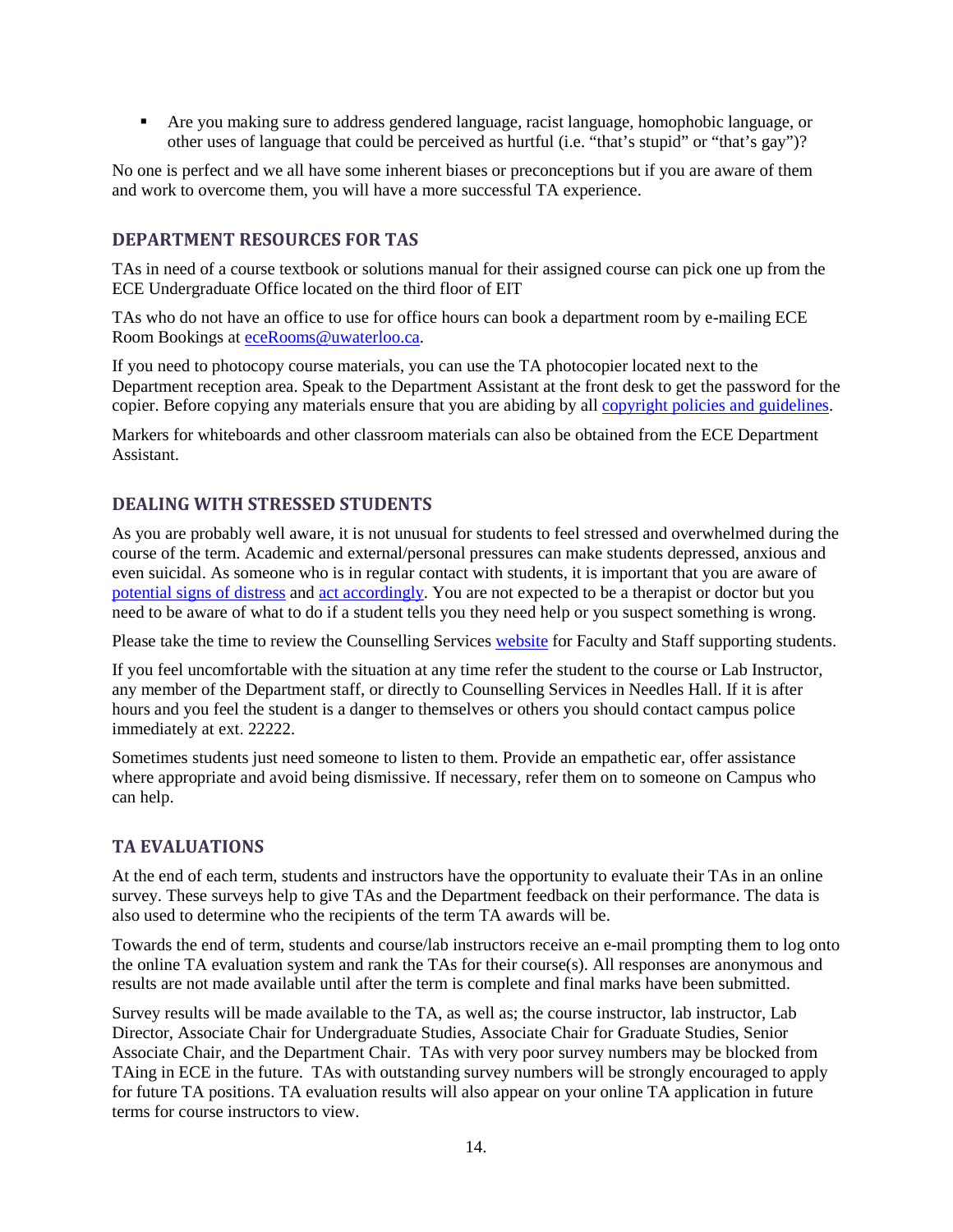- Are you making sure to address gendered language, racist language, homophobic language, or other uses of language that could be perceived as hurtful (i.e. "that's stupid" or "that's gay")?

No one is perfect and we all have some inherent biases or preconceptions but if you are aware of them and work to overcome them, you will have a more successful TA experience.

## DEPARTMENT RESOURCES FOR TAS

TAs in need of a course textbook or solutions manual for their assigned course can pick one up from the ECE Undergraduate Office located on the third floor of EIT

TAs who do not have an office to use for office hours can book a department room by e-mailing ECE Room Bookings at [eceRooms@uwaterloo.ca](mailto:eceRooms@uwaterloo.ca).

If you need to photocopy course materials, you can use the TA photocopier located next to the Department reception area. Speak to the Department Assistant at the front desk to get the password for the copier. Before copying any materials ensure that you are abiding by all [copyright policies and guidelines](#).

Markers for whiteboards and other classroom materials can also be obtained from the ECE Department Assistant.

## DEALING WITH STRESSED STUDENTS

As you are probably well aware, it is not unusual for students to feel stressed and overwhelmed during the course of the term. Academic and external/personal pressures can make students depressed, anxious and even suicidal. As someone who is in regular contact with students, it is important that you are aware of [potential signs of distress](#) and [act accordingly](#). You are not expected to be a therapist or doctor but you need to be aware of what to do if a student tells you they need help or you suspect something is wrong.

Please take the time to review the Counselling Services [website](#) for Faculty and Staff supporting students.

If you feel uncomfortable with the situation at any time refer the student to the course or Lab Instructor, any member of the Department staff, or directly to Counselling Services in Needles Hall. If it is after hours and you feel the student is a danger to themselves or others you should contact campus police immediately at ext. 22222.

Sometimes students just need someone to listen to them. Provide an empathetic ear, offer assistance where appropriate and avoid being dismissive. If necessary, refer them on to someone on Campus who can help.

## TA EVALUATIONS

At the end of each term, students and instructors have the opportunity to evaluate their TAs in an online survey. These surveys help to give TAs and the Department feedback on their performance. The data is also used to determine who the recipients of the term TA awards will be.

Towards the end of term, students and course/lab instructors receive an e-mail prompting them to log onto the online TA evaluation system and rank the TAs for their course(s). All responses are anonymous and results are not made available until after the term is complete and final marks have been submitted.

Survey results will be made available to the TA, as well as; the course instructor, lab instructor, Lab Director, Associate Chair for Undergraduate Studies, Associate Chair for Graduate Studies, Senior Associate Chair, and the Department Chair. TAs with very poor survey numbers may be blocked from TAing in ECE in the future. TAs with outstanding survey numbers will be strongly encouraged to apply for future TA positions. TA evaluation results will also appear on your online TA application in future terms for course instructors to view.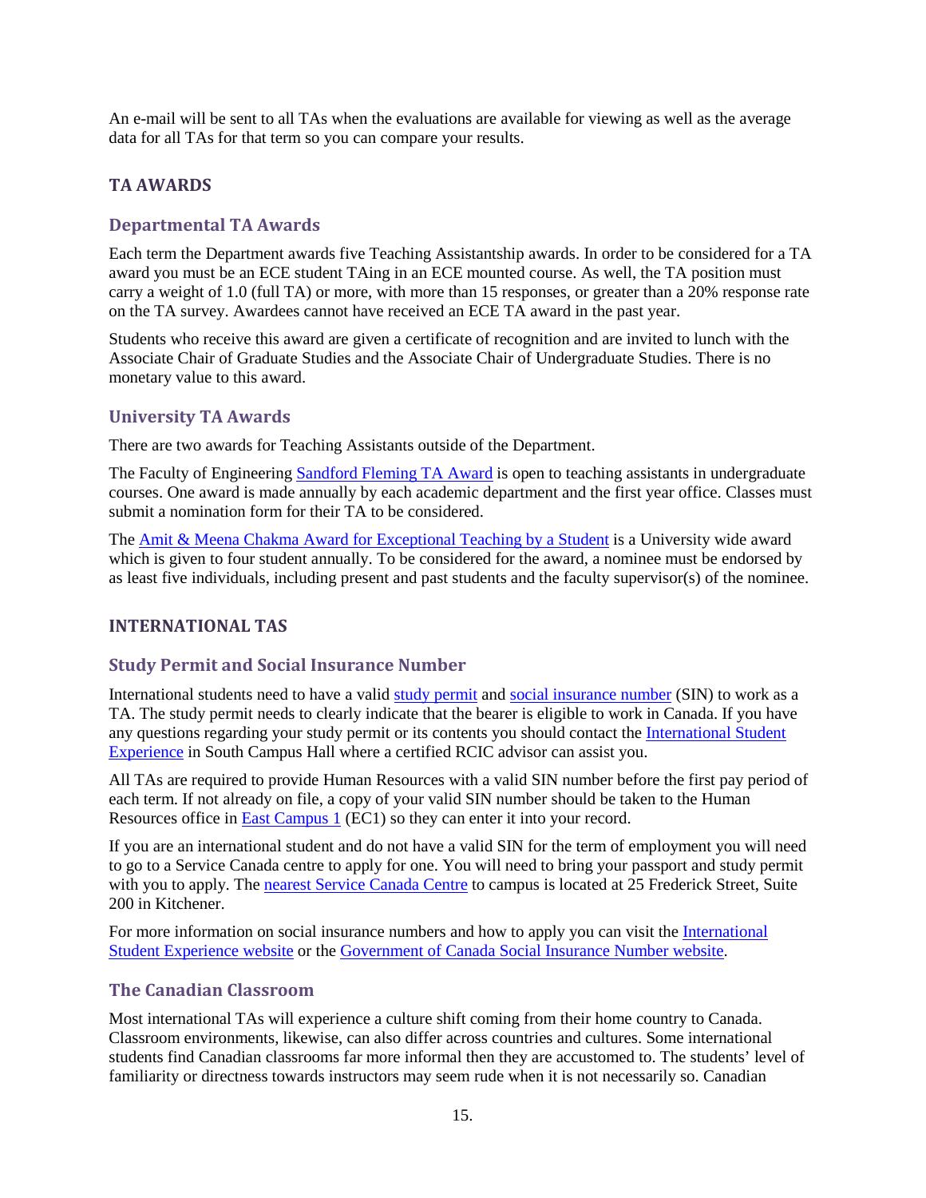An e-mail will be sent to all TAs when the evaluations are available for viewing as well as the average data for all TAs for that term so you can compare your results.

## TA AWARDS

### Departmental TA Awards

Each term the Department awards five Teaching Assistantship awards. In order to be considered for a TA award you must be an ECE student TAing in an ECE mounted course. As well, the TA position must carry a weight of 1.0 (full TA) or more, with more than 15 responses, or greater than a 20% response rate on the TA survey. Awardees cannot have received an ECE TA award in the past year.

Students who receive this award are given a certificate of recognition and are invited to lunch with the Associate Chair of Graduate Studies and the Associate Chair of Undergraduate Studies. There is no monetary value to this award.

### University TA Awards

There are two awards for Teaching Assistants outside of the Department.

The Faculty of Engineering Sandford Fleming TA Award is open to teaching assistants in undergraduate courses. One award is made annually by each academic department and the first year office. Classes must submit a nomination form for their TA to be considered.

The Amit & Meena Chakma Award for Exceptional Teaching by a Student is a University wide award which is given to four student annually. To be considered for the award, a nominee must be endorsed by as least five individuals, including present and past students and the faculty supervisor(s) of the nominee.

## INTERNATIONAL TAS

### Study Permit and Social Insurance Number

International students need to have a valid study permit and social insurance number (SIN) to work as a TA. The study permit needs to clearly indicate that the bearer is eligible to work in Canada. If you have any questions regarding your study permit or its contents you should contact the International Student Experience in South Campus Hall where a certified RCIC advisor can assist you.

All TAs are required to provide Human Resources with a valid SIN number before the first pay period of each term. If not already on file, a copy of your valid SIN number should be taken to the Human Resources office in East Campus 1 (EC1) so they can enter it into your record.

If you are an international student and do not have a valid SIN for the term of employment you will need to go to a Service Canada centre to apply for one. You will need to bring your passport and study permit with you to apply. The nearest Service Canada Centre to campus is located at 25 Frederick Street, Suite 200 in Kitchener.

For more information on social insurance numbers and how to apply you can visit the International Student Experience website or the Government of Canada Social Insurance Number website.

### The Canadian Classroom

Most international TAs will experience a culture shift coming from their home country to Canada. Classroom environments, likewise, can also differ across countries and cultures. Some international students find Canadian classrooms far more informal then they are accustomed to. The students' level of familiarity or directness towards instructors may seem rude when it is not necessarily so. Canadian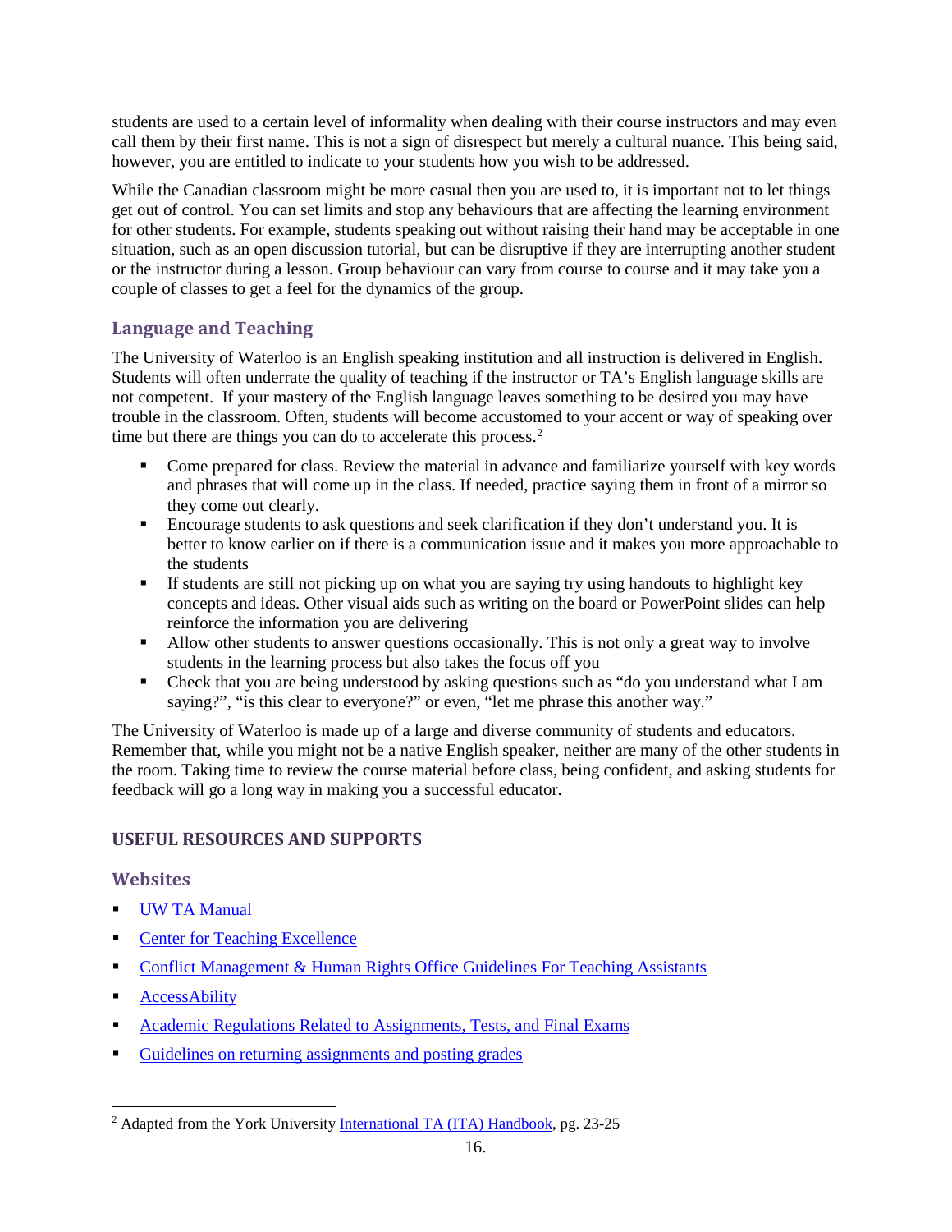students are used to a certain level of informality when dealing with their course instructors and may even call them by their first name. This is not a sign of disrespect but merely a cultural nuance. This being said, however, you are entitled to indicate to your students how you wish to be addressed.

While the Canadian classroom might be more casual then you are used to, it is important not to let things get out of control. You can set limits and stop any behaviours that are affecting the learning environment for other students. For example, students speaking out without raising their hand may be acceptable in one situation, such as an open discussion tutorial, but can be disruptive if they are interrupting another student or the instructor during a lesson. Group behaviour can vary from course to course and it may take you a couple of classes to get a feel for the dynamics of the group.

### Language and Teaching

The University of Waterloo is an English speaking institution and all instruction is delivered in English. Students will often underrate the quality of teaching if the instructor or TA's English language skills are not competent. If your mastery of the English language leaves something to be desired you may have trouble in the classroom. Often, students will become accustomed to your accent or way of speaking over time but there are things you can do to accelerate this process.[2]

- Come prepared for class. Review the material in advance and familiarize yourself with key words and phrases that will come up in the class. If needed, practice saying them in front of a mirror so they come out clearly.
- Encourage students to ask questions and seek clarification if they don't understand you. It is better to know earlier on if there is a communication issue and it makes you more approachable to the students
- If students are still not picking up on what you are saying try using handouts to highlight key concepts and ideas. Other visual aids such as writing on the board or PowerPoint slides can help reinforce the information you are delivering
- Allow other students to answer questions occasionally. This is not only a great way to involve students in the learning process but also takes the focus off you
- Check that you are being understood by asking questions such as "do you understand what I am saying?", "is this clear to everyone?" or even, "let me phrase this another way."

The University of Waterloo is made up of a large and diverse community of students and educators. Remember that, while you might not be a native English speaker, neither are many of the other students in the room. Taking time to review the course material before class, being confident, and asking students for feedback will go a long way in making you a successful educator.

## USEFUL RESOURCES AND SUPPORTS

### Websites

- UW TA Manual
- Center for Teaching Excellence
- Conflict Management & Human Rights Office Guidelines For Teaching Assistants
- AccessAbility
- Academic Regulations Related to Assignments, Tests, and Final Exams
- Guidelines on returning assignments and posting grades

---

[2] Adapted from the York University International TA (ITA) Handbook, pg. 23-25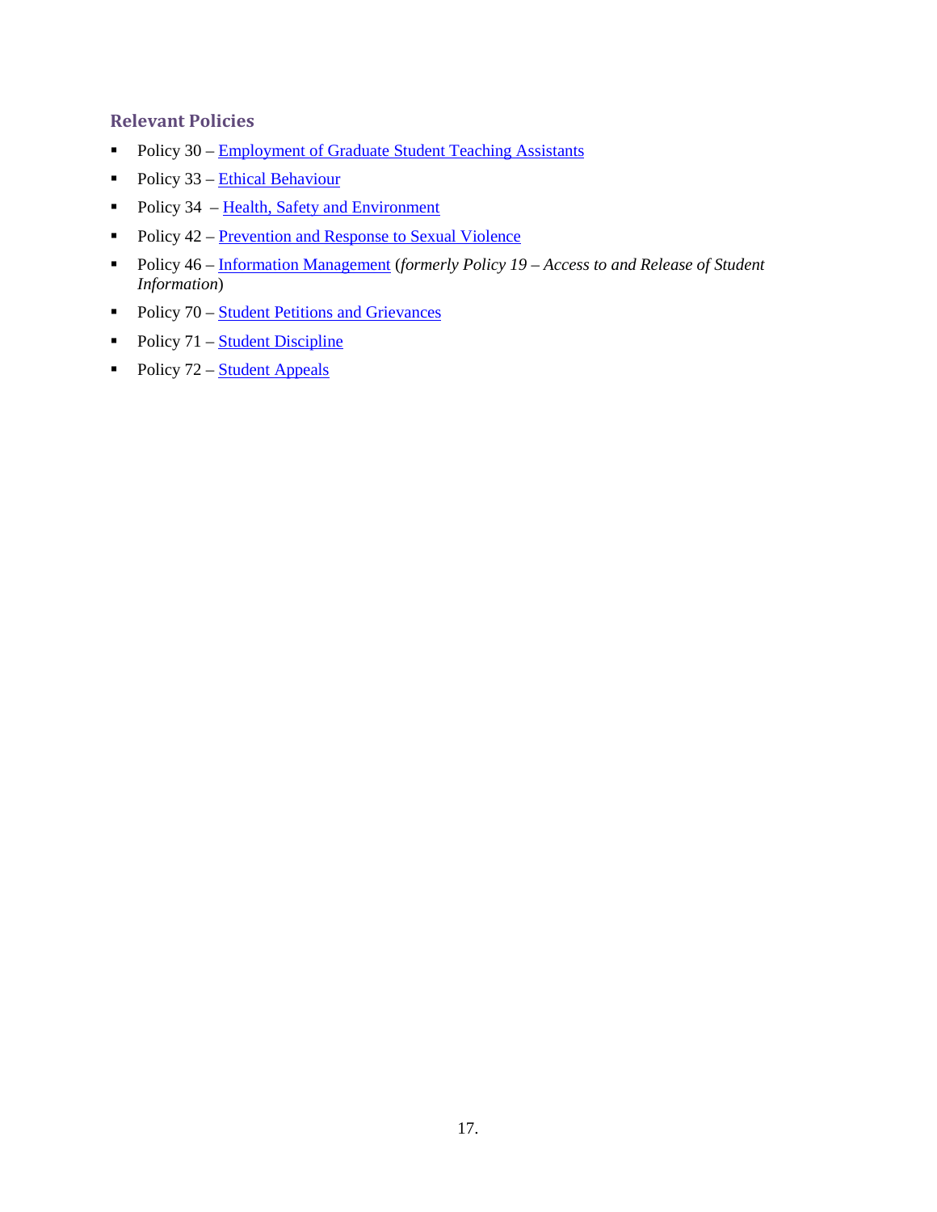### Relevant Policies

- Policy 30 – Employment of Graduate Student Teaching Assistants
- Policy 33 – Ethical Behaviour
- Policy 34 – Health, Safety and Environment
- Policy 42 – Prevention and Response to Sexual Violence
- Policy 46 – Information Management (*formerly Policy 19 – Access to and Release of Student Information*)
- Policy 70 – Student Petitions and Grievances
- Policy 71 – Student Discipline
- Policy 72 – Student Appeals